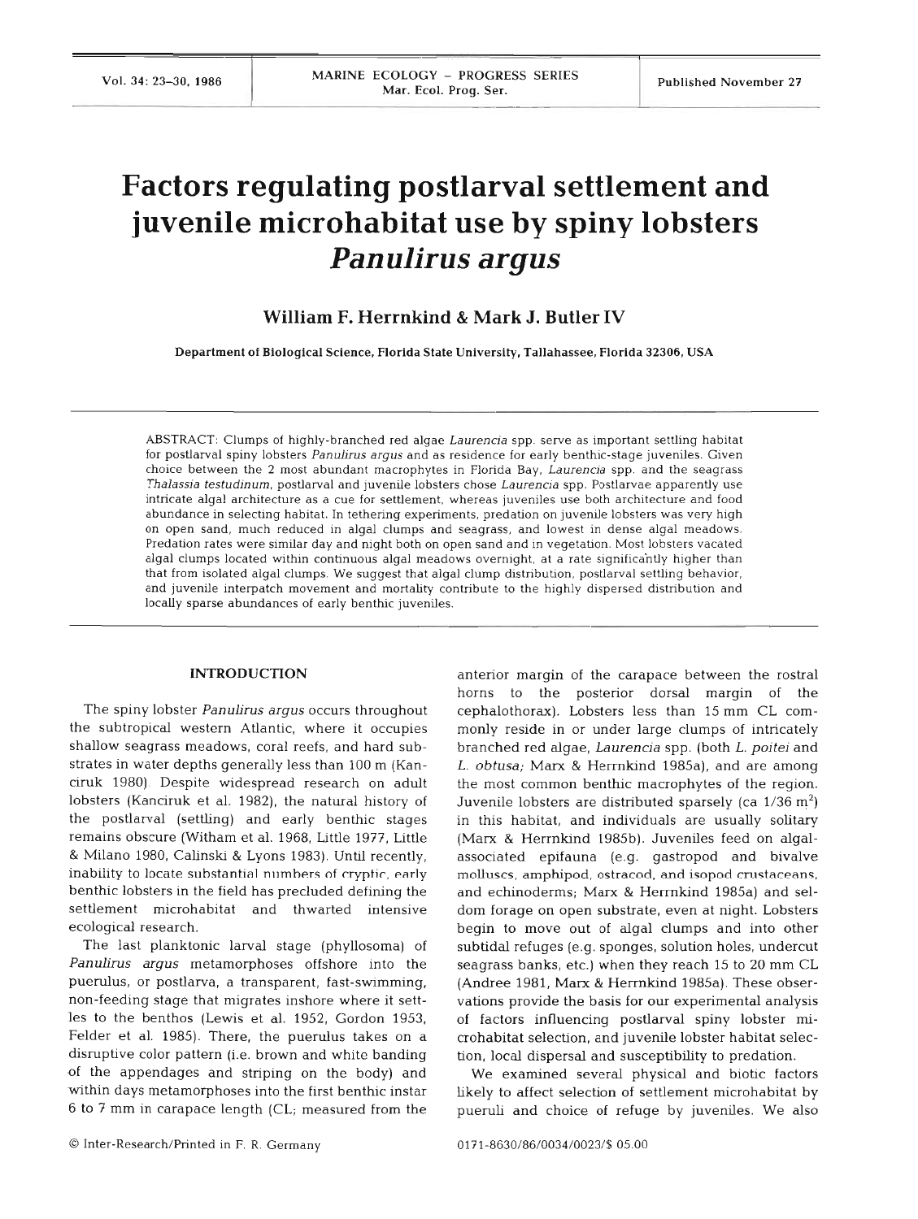# Factors regulating postlarval settlement and juvenile microhabitat use by spiny lobsters *Panulirus argus*

**William F. Herrnkind & Mark J. Butler IV**

Department of Biological Science, Florida State University, Tallahassee, Florida 32306, USA

ABSTRACT: Clumps of highly-branched red algae *Laurencia* spp. serve as important settling habitat for postlarval spiny lobsters *Panulirus argus* and as residence for early benthic-stage juveniles. Given choice between the 2 most abundant macrophytes in Florida Bay, *Laurencia* spp. and the seagrass *Thalassia testudinum*, postlarval and juvenile lobsters chose *Laurencia* spp. Postlarvae apparently use intricate algal architecture as a cue for settlement, whereas juveniles use both architecture and food abundance in selecting habitat. In tethering experiments, predation on juvenile lobsters was very high on open sand, much reduced in algal clumps and seagrass, and lowest in dense algal meadows. Predation rates were similar day and night both on open sand and in vegetation. Most lobsters vacated algal clumps located within continuous algal meadows overnight, at a rate significantly higher than that from isolated algal clumps. We suggest that algal clump distribution, postlarval settling behavior, and juvenile interpatch movement and mortality contribute to the highly dispersed distribution and locally sparse abundances of early benthic juveniles.

## INTRODUCTION

The spiny lobster *Panulirus argus* occurs throughout the subtropical western Atlantic, where it occupies shallow seagrass meadows, coral reefs, and hard substrates in water depths generally less than 100 m (Kanciruk 1980). Despite widespread research on adult lobsters (Kanciruk et al. 1982), the natural history of the postlarval (settling) and early benthic stages remains obscure (Witham et al. 1968, Little 1977, Little & Milano 1980, Calinski & Lyons 1983). Until recently, inability to locate substantial numbers of cryptic, early benthic lobsters in the field has precluded defining the settlement microhabitat and thwarted intensive ecological research.

The last planktonic larval stage (phyllosoma) of *Panulirus argus* metamorphoses offshore into the puerulus, or postlarva, a transparent, fast-swimming, non-feeding stage that migrates inshore where it settles to the benthos (Lewis et al. 1952, Gordon 1953, Felder et al. 1985). There, the puerulus takes on a disruptive color pattern (i.e. brown and white banding of the appendages and striping on the body) and within days metamorphoses into the first benthic instar 6 to 7 mm in carapace length (CL; measured from the anterior margin of the carapace between the rostral horns to the posterior dorsal margin of the cephalothorax). Lobsters less than 15 mm CL commonly reside in or under large clumps of intricately branched red algae, *Laurencia* spp. (both *L. poitei* and *L. obtusa*; Marx & Herrnkind 1985a), and are among the most common benthic macrophytes of the region. Juvenile lobsters are distributed sparsely (ca 1/36 $m^2$) in this habitat, and individuals are usually solitary (Marx & Herrnkind 1985b). Juveniles feed on algal-associated epifauna (e.g. gastropod and bivalve molluscs, amphipod, ostracod, and isopod crustaceans, and echinoderms; Marx & Herrnkind 1985a) and seldom forage on open substrate, even at night. Lobsters begin to move out of algal clumps and into other subtidal refuges (e.g. sponges, solution holes, undercut seagrass banks, etc.) when they reach 15 to 20 mm CL (Andree 1981, Marx & Herrnkind 1985a). These observations provide the basis for our experimental analysis of factors influencing postlarval spiny lobster microhabitat selection, and juvenile lobster habitat selection, local dispersal and susceptibility to predation.

We examined several physical and biotic factors likely to affect selection of settlement microhabitat by pueruli and choice of refuge by juveniles. We also

© Inter-Research/Printed in F. R. Germany

0171-8630/86/0034/0023/$ 05.00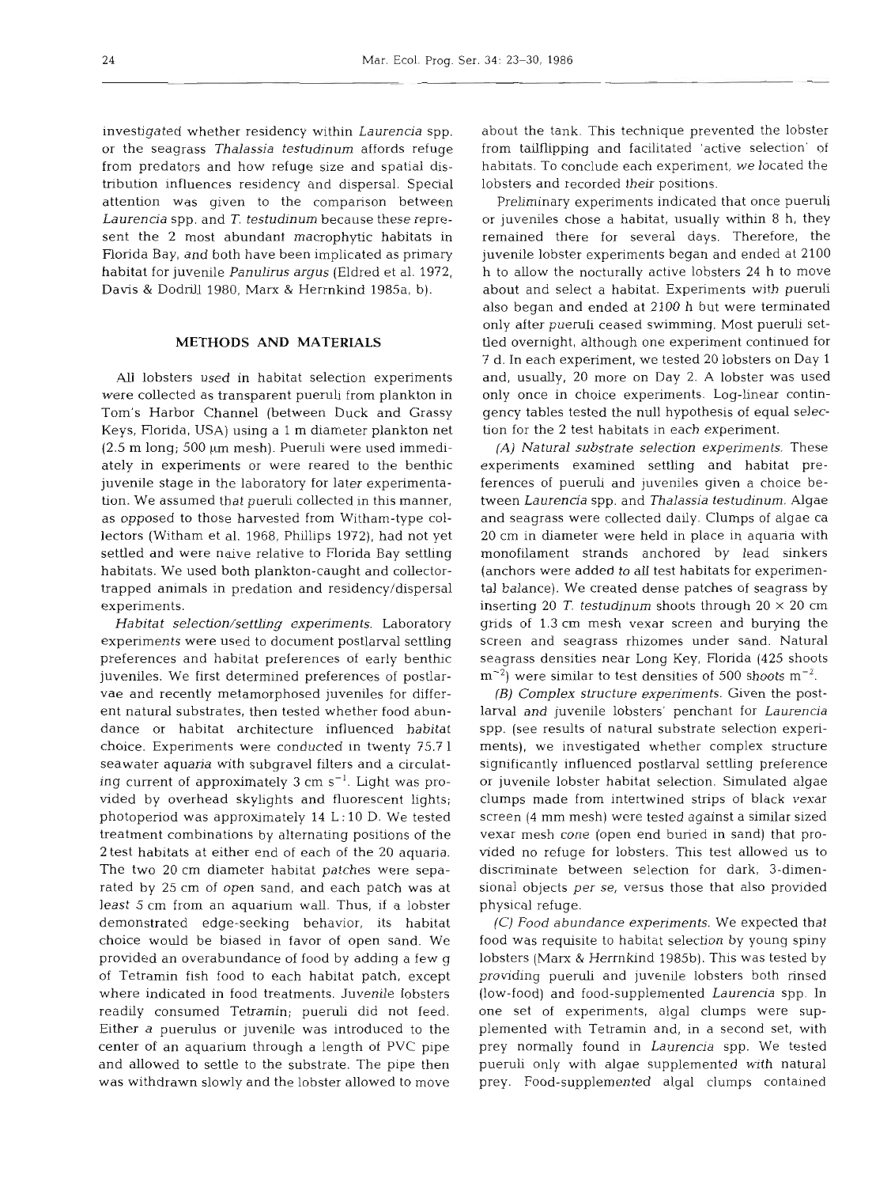investigated whether residency within *Laurencia* spp. or the seagrass *Thalassia testudinum* affords refuge from predators and how refuge size and spatial distribution influences residency and dispersal. Special attention was given to the comparison between *Laurencia* spp. and *T. testudinum* because these represent the 2 most abundant macrophytic habitats in Florida Bay, and both have been implicated as primary habitat for juvenile *Panulirus argus* (Eldred et al. 1972, Davis & Dodrill 1980, Marx & Herrnkind 1985a, b).

## METHODS AND MATERIALS

All lobsters used in habitat selection experiments were collected as transparent pueruli from plankton in Tom's Harbor Channel (between Duck and Grassy Keys, Florida, USA) using a 1 m diameter plankton net (2.5 m long; 500 μm mesh). Pueruli were used immediately in experiments or were reared to the benthic juvenile stage in the laboratory for later experimentation. We assumed that pueruli collected in this manner, as opposed to those harvested from Witham-type collectors (Witham et al. 1968, Phillips 1972), had not yet settled and were naive relative to Florida Bay settling habitats. We used both plankton-caught and collector-trapped animals in predation and residency/dispersal experiments.

*Habitat selection/settling experiments.* Laboratory experiments were used to document postlarval settling preferences and habitat preferences of early benthic juveniles. We first determined preferences of postlarvae and recently metamorphosed juveniles for different natural substrates, then tested whether food abundance or habitat architecture influenced habitat choice. Experiments were conducted in twenty 75.7 l seawater aquaria with subgravel filters and a circulating current of approximately 3 cm $s^{-1}$. Light was provided by overhead skylights and fluorescent lights; photoperiod was approximately 14 L : 10 D. We tested treatment combinations by alternating positions of the 2 test habitats at either end of each of the 20 aquaria. The two 20 cm diameter habitat patches were separated by 25 cm of open sand, and each patch was at least 5 cm from an aquarium wall. Thus, if a lobster demonstrated edge-seeking behavior, its habitat choice would be biased in favor of open sand. We provided an overabundance of food by adding a few g of Tetramin fish food to each habitat patch, except where indicated in food treatments. Juvenile lobsters readily consumed Tetramin; pueruli did not feed. Either a puerulus or juvenile was introduced to the center of an aquarium through a length of PVC pipe and allowed to settle to the substrate. The pipe then was withdrawn slowly and the lobster allowed to move about the tank. This technique prevented the lobster from tailflipping and facilitated 'active selection' of habitats. To conclude each experiment, we located the lobsters and recorded their positions.

Preliminary experiments indicated that once pueruli or juveniles chose a habitat, usually within 8 h, they remained there for several days. Therefore, the juvenile lobster experiments began and ended at 2100 h to allow the nocturally active lobsters 24 h to move about and select a habitat. Experiments with pueruli also began and ended at 2100 h but were terminated only after pueruli ceased swimming. Most pueruli settled overnight, although one experiment continued for 7 d. In each experiment, we tested 20 lobsters on Day 1 and, usually, 20 more on Day 2. A lobster was used only once in choice experiments. Log-linear contingency tables tested the null hypothesis of equal selection for the 2 test habitats in each experiment.

*(A) Natural substrate selection experiments.* These experiments examined settling and habitat preferences of pueruli and juveniles given a choice between *Laurencia* spp. and *Thalassia testudinum*. Algae and seagrass were collected daily. Clumps of algae ca 20 cm in diameter were held in place in aquaria with monofilament strands anchored by lead sinkers (anchors were added to all test habitats for experimental balance). We created dense patches of seagrass by inserting 20 *T. testudinum* shoots through 20 × 20 cm grids of 1.3 cm mesh vexar screen and burying the screen and seagrass rhizomes under sand. Natural seagrass densities near Long Key, Florida (425 shoots $m^{-2}$) were similar to test densities of 500 shoots $m^{-2}$.

*(B) Complex structure experiments.* Given the postlarval and juvenile lobsters' penchant for *Laurencia* spp. (see results of natural substrate selection experiments), we investigated whether complex structure significantly influenced postlarval settling preference or juvenile lobster habitat selection. Simulated algae clumps made from intertwined strips of black vexar screen (4 mm mesh) were tested against a similar sized vexar mesh cone (open end buried in sand) that provided no refuge for lobsters. This test allowed us to discriminate between selection for dark, 3-dimensional objects *per se*, versus those that also provided physical refuge.

*(C) Food abundance experiments.* We expected that food was requisite to habitat selection by young spiny lobsters (Marx & Herrnkind 1985b). This was tested by providing pueruli and juvenile lobsters both rinsed (low-food) and food-supplemented *Laurencia* spp. In one set of experiments, algal clumps were supplemented with Tetramin and, in a second set, with prey normally found in *Laurencia* spp. We tested pueruli only with algae supplemented with natural prey. Food-supplemented algal clumps contained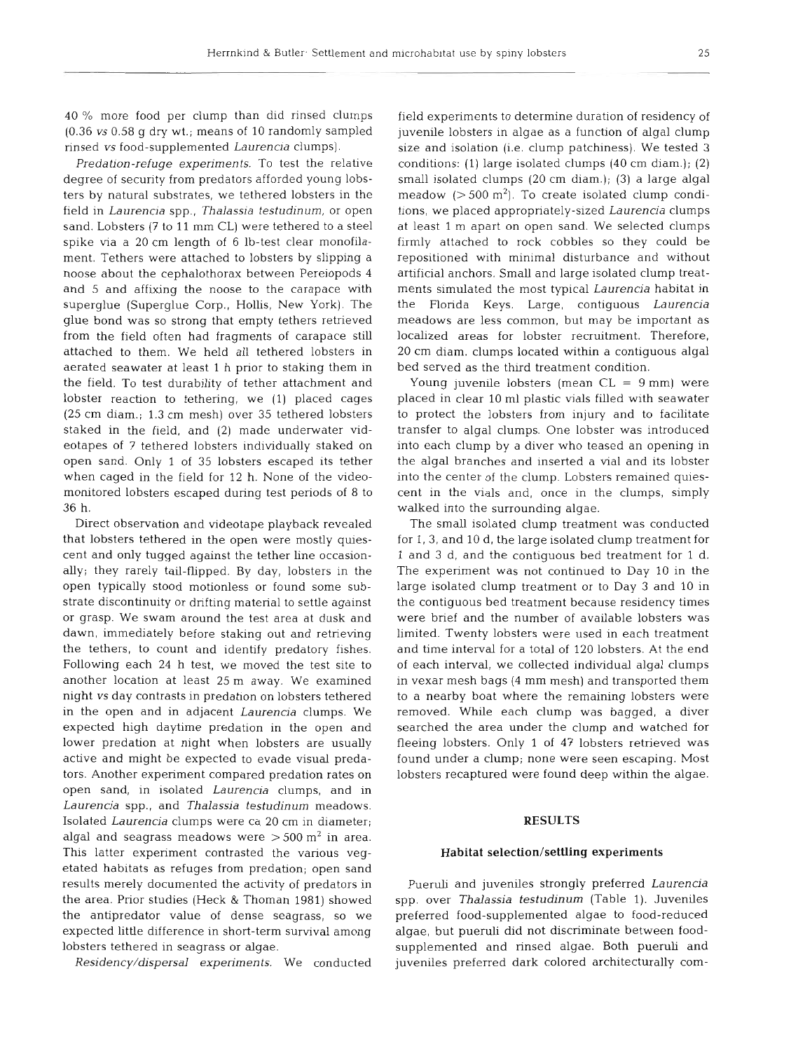40 % more food per clump than did rinsed clumps (0.36 vs 0.58 g dry wt.; means of 10 randomly sampled rinsed vs food-supplemented *Laurencia* clumps).

*Predation-refuge experiments.* To test the relative degree of security from predators afforded young lobsters by natural substrates, we tethered lobsters in the field in *Laurencia* spp., *Thalassia testudinum*, or open sand. Lobsters (7 to 11 mm CL) were tethered to a steel spike via a 20 cm length of 6 lb-test clear monofilament. Tethers were attached to lobsters by slipping a noose about the cephalothorax between Pereiopods 4 and 5 and affixing the noose to the carapace with superglue (Superglue Corp., Hollis, New York). The glue bond was so strong that empty tethers retrieved from the field often had fragments of carapace still attached to them. We held all tethered lobsters in aerated seawater at least 1 h prior to staking them in the field. To test durability of tether attachment and lobster reaction to tethering, we (1) placed cages (25 cm diam.; 1.3 cm mesh) over 35 tethered lobsters staked in the field, and (2) made underwater videotapes of 7 tethered lobsters individually staked on open sand. Only 1 of 35 lobsters escaped its tether when caged in the field for 12 h. None of the video-monitored lobsters escaped during test periods of 8 to 36 h.

Direct observation and videotape playback revealed that lobsters tethered in the open were mostly quiescent and only tugged against the tether line occasionally; they rarely tail-flipped. By day, lobsters in the open typically stood motionless or found some substrate discontinuity or drifting material to settle against or grasp. We swam around the test area at dusk and dawn, immediately before staking out and retrieving the tethers, to count and identify predatory fishes. Following each 24 h test, we moved the test site to another location at least 25 m away. We examined night vs day contrasts in predation on lobsters tethered in the open and in adjacent *Laurencia* clumps. We expected high daytime predation in the open and lower predation at night when lobsters are usually active and might be expected to evade visual predators. Another experiment compared predation rates on open sand, in isolated *Laurencia* clumps, and in *Laurencia* spp., and *Thalassia testudinum* meadows. Isolated *Laurencia* clumps were ca 20 cm in diameter; algal and seagrass meadows were > 500 m$^2$ in area. This latter experiment contrasted the various vegetated habitats as refuges from predation; open sand results merely documented the activity of predators in the area. Prior studies (Heck & Thoman 1981) showed the antipredator value of dense seagrass, so we expected little difference in short-term survival among lobsters tethered in seagrass or algae.

*Residency/dispersal experiments.* We conducted field experiments to determine duration of residency of juvenile lobsters in algae as a function of algal clump size and isolation (i.e. clump patchiness). We tested 3 conditions: (1) large isolated clumps (40 cm diam.); (2) small isolated clumps (20 cm diam.); (3) a large algal meadow (> 500 m$^2$). To create isolated clump conditions, we placed appropriately-sized *Laurencia* clumps at least 1 m apart on open sand. We selected clumps firmly attached to rock cobbles so they could be repositioned with minimal disturbance and without artificial anchors. Small and large isolated clump treatments simulated the most typical *Laurencia* habitat in the Florida Keys. Large, contiguous *Laurencia* meadows are less common, but may be important as localized areas for lobster recruitment. Therefore, 20 cm diam. clumps located within a contiguous algal bed served as the third treatment condition.

Young juvenile lobsters (mean CL = 9 mm) were placed in clear 10 ml plastic vials filled with seawater to protect the lobsters from injury and to facilitate transfer to algal clumps. One lobster was introduced into each clump by a diver who teased an opening in the algal branches and inserted a vial and its lobster into the center of the clump. Lobsters remained quiescent in the vials and, once in the clumps, simply walked into the surrounding algae.

The small isolated clump treatment was conducted for 1, 3, and 10 d, the large isolated clump treatment for 1 and 3 d, and the contiguous bed treatment for 1 d. The experiment was not continued to Day 10 in the large isolated clump treatment or to Day 3 and 10 in the contiguous bed treatment because residency times were brief and the number of available lobsters was limited. Twenty lobsters were used in each treatment and time interval for a total of 120 lobsters. At the end of each interval, we collected individual algal clumps in vexar mesh bags (4 mm mesh) and transported them to a nearby boat where the remaining lobsters were removed. While each clump was bagged, a diver searched the area under the clump and watched for fleeing lobsters. Only 1 of 47 lobsters retrieved was found under a clump; none were seen escaping. Most lobsters recaptured were found deep within the algae.

## RESULTS

### Habitat selection/settling experiments

Pueruli and juveniles strongly preferred *Laurencia* spp. over *Thalassia testudinum* (Table 1). Juveniles preferred food-supplemented algae to food-reduced algae, but pueruli did not discriminate between food-supplemented and rinsed algae. Both pueruli and juveniles preferred dark colored architecturally com-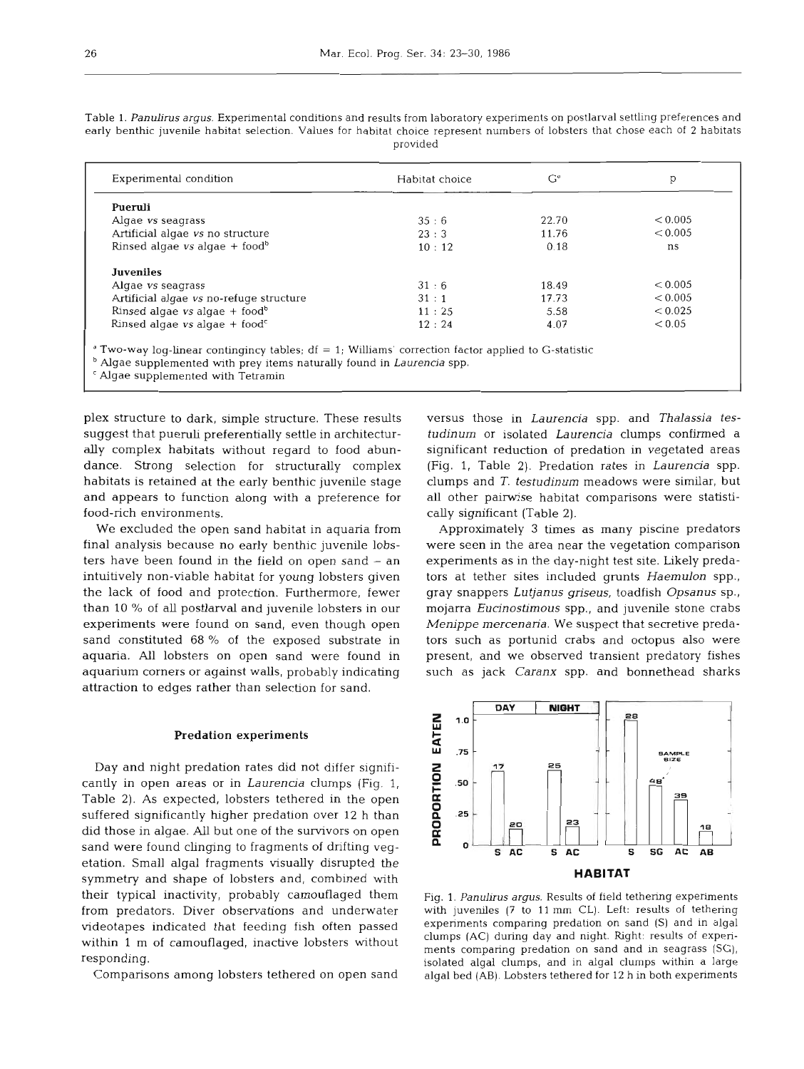Table 1. *Panulirus argus*. Experimental conditions and results from laboratory experiments on postlarval settling preferences and early benthic juvenile habitat selection. Values for habitat choice represent numbers of lobsters that chose each of 2 habitats provided

| Experimental condition | Habitat choice | G[a] | p |
|---|---|---|---|
| **Pueruli** | | | |
| Algae *vs* seagrass | 35 : 6 | 22.70 | < 0.005 |
| Artificial algae *vs* no structure | 23 : 3 | 11.76 | < 0.005 |
| Rinsed algae *vs* algae + food[b] | 10 : 12 | 0.18 | ns |
| **Juveniles** | | | |
| Algae *vs* seagrass | 31 : 6 | 18.49 | < 0.005 |
| Artificial algae *vs* no-refuge structure | 31 : 1 | 17.73 | < 0.005 |
| Rinsed algae *vs* algae + food[b] | 11 : 25 | 5.58 | < 0.025 |
| Rinsed algae *vs* algae + food[c] | 12 : 24 | 4.07 | < 0.05 |

[a] Two-way log-linear contingincy tables; df = 1; Williams' correction factor applied to G-statistic
[b] Algae supplemented with prey items naturally found in *Laurencia* spp.
[c] Algae supplemented with Tetramin

plex structure to dark, simple structure. These results suggest that pueruli preferentially settle in architecturally complex habitats without regard to food abundance. Strong selection for structurally complex habitats is retained at the early benthic juvenile stage and appears to function along with a preference for food-rich environments.

We excluded the open sand habitat in aquaria from final analysis because no early benthic juvenile lobsters have been found in the field on open sand – an intuitively non-viable habitat for young lobsters given the lack of food and protection. Furthermore, fewer than 10 % of all postlarval and juvenile lobsters in our experiments were found on sand, even though open sand constituted 68 % of the exposed substrate in aquaria. All lobsters on open sand were found in aquarium corners or against walls, probably indicating attraction to edges rather than selection for sand.

## Predation experiments

Day and night predation rates did not differ significantly in open areas or in *Laurencia* clumps (Fig. 1, Table 2). As expected, lobsters tethered in the open suffered significantly higher predation over 12 h than did those in algae. All but one of the survivors on open sand were found clinging to fragments of drifting vegetation. Small algal fragments visually disrupted the symmetry and shape of lobsters and, combined with their typical inactivity, probably camouflaged them from predators. Diver observations and underwater videotapes indicated that feeding fish often passed within 1 m of camouflaged, inactive lobsters without responding.

Comparisons among lobsters tethered on open sand versus those in *Laurencia* spp. and *Thalassia testudinum* or isolated *Laurencia* clumps confirmed a significant reduction of predation in vegetated areas (Fig. 1, Table 2). Predation rates in *Laurencia* spp. clumps and *T. testudinum* meadows were similar, but all other pairwise habitat comparisons were statistically significant (Table 2).

Approximately 3 times as many piscine predators were seen in the area near the vegetation comparison experiments as in the day-night test site. Likely predators at tether sites included grunts *Haemulon* spp., gray snappers *Lutjanus griseus*, toadfish *Opsanus* sp., mojarra *Eucinostimous* spp., and juvenile stone crabs *Menippe mercenaria*. We suspect that secretive predators such as portunid crabs and octopus also were present, and we observed transient predatory fishes such as jack *Caranx* spp. and bonnethead sharks

Fig. 1. *Panulirus argus*. Results of field tethering experiments with juveniles (7 to 11 mm CL). Left: results of tethering experiments comparing predation on sand (S) and in algal clumps (AC) during day and night. Right: results of experiments comparing predation on sand and in seagrass (SG), isolated algal clumps, and in algal clumps within a large algal bed (AB). Lobsters tethered for 12 h in both experiments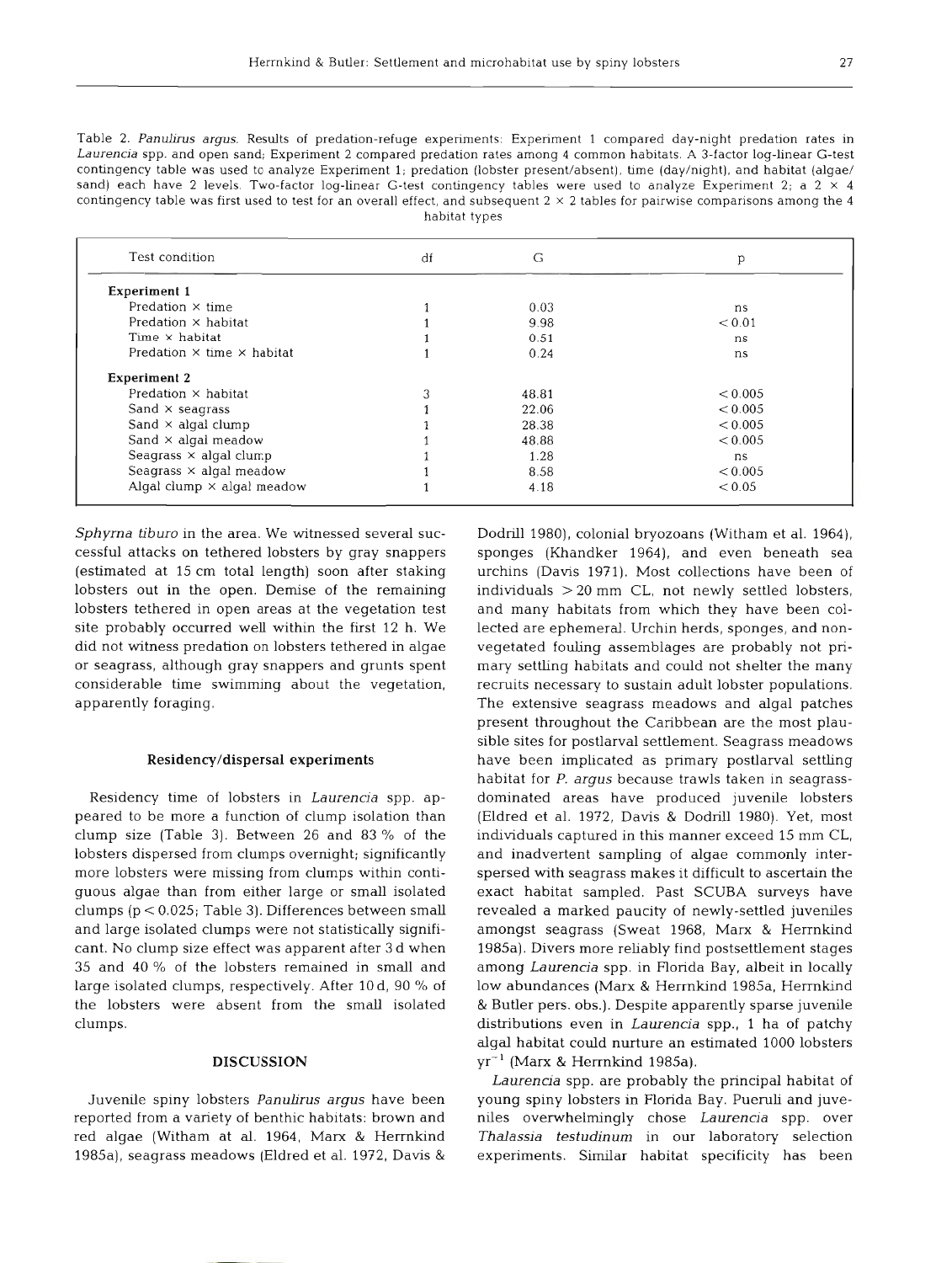Table 2. *Panulirus argus*. Results of predation-refuge experiments: Experiment 1 compared day-night predation rates in *Laurencia* spp. and open sand; Experiment 2 compared predation rates among 4 common habitats. A 3-factor log-linear G-test contingency table was used to analyze Experiment 1; predation (lobster present/absent), time (day/night), and habitat (algae/sand) each have 2 levels. Two-factor log-linear G-test contingency tables were used to analyze Experiment 2; a 2 × 4 contingency table was first used to test for an overall effect, and subsequent 2 × 2 tables for pairwise comparisons among the 4 habitat types

| Test condition | df | G | p |
|---|---|---|---|
| **Experiment 1** | | | |
| Predation × time | 1 | 0.03 | ns |
| Predation × habitat | 1 | 9.98 | < 0.01 |
| Time × habitat | 1 | 0.51 | ns |
| Predation × time × habitat | 1 | 0.24 | ns |
| **Experiment 2** | | | |
| Predation × habitat | 3 | 48.81 | < 0.005 |
| Sand × seagrass | 1 | 22.06 | < 0.005 |
| Sand × algal clump | 1 | 28.38 | < 0.005 |
| Sand × algal meadow | 1 | 48.88 | < 0.005 |
| Seagrass × algal clump | 1 | 1.28 | ns |
| Seagrass × algal meadow | 1 | 8.58 | < 0.005 |
| Algal clump × algal meadow | 1 | 4.18 | < 0.05 |

*Sphyrna tiburo* in the area. We witnessed several successful attacks on tethered lobsters by gray snappers (estimated at 15 cm total length) soon after staking lobsters out in the open. Demise of the remaining lobsters tethered in open areas at the vegetation test site probably occurred well within the first 12 h. We did not witness predation on lobsters tethered in algae or seagrass, although gray snappers and grunts spent considerable time swimming about the vegetation, apparently foraging.

### Residency/dispersal experiments

Residency time of lobsters in *Laurencia* spp. appeared to be more a function of clump isolation than clump size (Table 3). Between 26 and 83 % of the lobsters dispersed from clumps overnight; significantly more lobsters were missing from clumps within contiguous algae than from either large or small isolated clumps ($p < 0.025$; Table 3). Differences between small and large isolated clumps were not statistically significant. No clump size effect was apparent after 3 d when 35 and 40 % of the lobsters remained in small and large isolated clumps, respectively. After 10 d, 90 % of the lobsters were absent from the small isolated clumps.

## DISCUSSION

Juvenile spiny lobsters *Panulirus argus* have been reported from a variety of benthic habitats: brown and red algae (Witham at al. 1964, Marx & Herrnkind 1985a), seagrass meadows (Eldred et al. 1972, Davis & Dodrill 1980), colonial bryozoans (Witham et al. 1964), sponges (Khandker 1964), and even beneath sea urchins (Davis 1971). Most collections have been of individuals > 20 mm CL, not newly settled lobsters, and many habitats from which they have been collected are ephemeral. Urchin herds, sponges, and non-vegetated fouling assemblages are probably not primary settling habitats and could not shelter the many recruits necessary to sustain adult lobster populations. The extensive seagrass meadows and algal patches present throughout the Caribbean are the most plausible sites for postlarval settlement. Seagrass meadows have been implicated as primary postlarval settling habitat for *P. argus* because trawls taken in seagrass-dominated areas have produced juvenile lobsters (Eldred et al. 1972, Davis & Dodrill 1980). Yet, most individuals captured in this manner exceed 15 mm CL, and inadvertent sampling of algae commonly interspersed with seagrass makes it difficult to ascertain the exact habitat sampled. Past SCUBA surveys have revealed a marked paucity of newly-settled juveniles amongst seagrass (Sweat 1968, Marx & Herrnkind 1985a). Divers more reliably find postsettlement stages among *Laurencia* spp. in Florida Bay, albeit in locally low abundances (Marx & Herrnkind 1985a, Herrnkind & Butler pers. obs.). Despite apparently sparse juvenile distributions even in *Laurencia* spp., 1 ha of patchy algal habitat could nurture an estimated 1000 lobsters $yr^{-1}$ (Marx & Herrnkind 1985a).

*Laurencia* spp. are probably the principal habitat of young spiny lobsters in Florida Bay. Pueruli and juveniles overwhelmingly chose *Laurencia* spp. over *Thalassia testudinum* in our laboratory selection experiments. Similar habitat specificity has been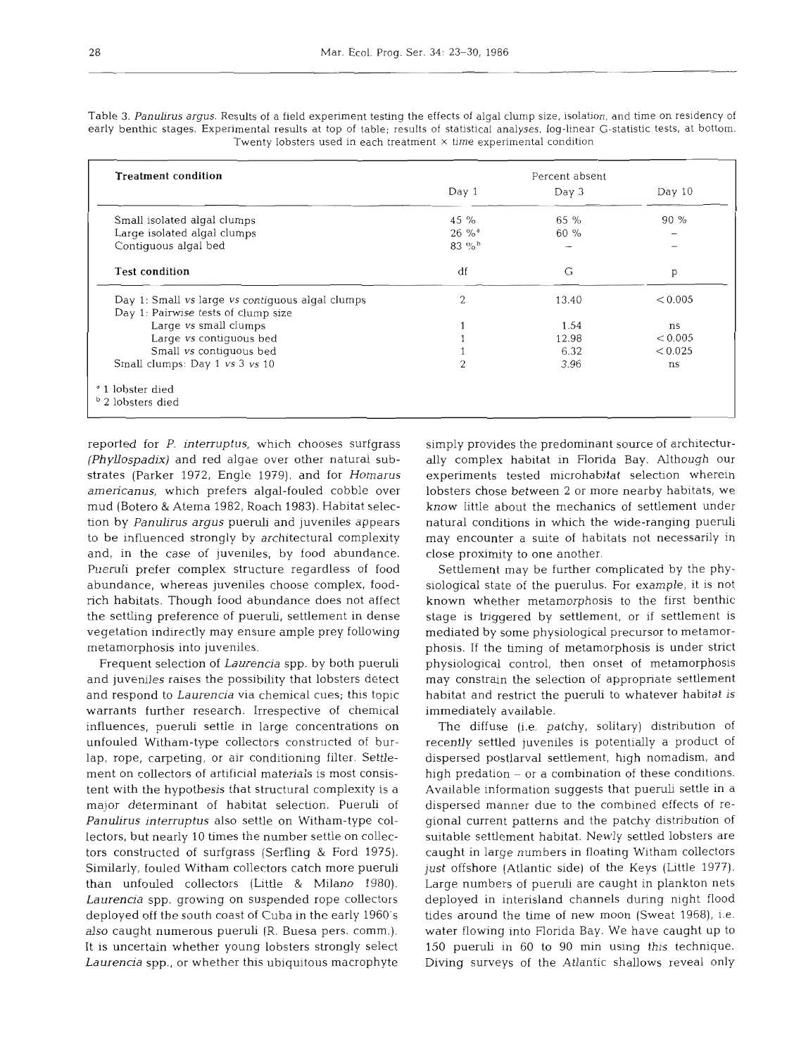Table 3. *Panulirus argus*. Results of a field experiment testing the effects of algal clump size, isolation, and time on residency of early benthic stages. Experimental results at top of table; results of statistical analyses, log-linear G-statistic tests, at bottom. Twenty lobsters used in each treatment × time experimental condition

| Treatment condition | Percent absent | | |
|---|---|---|---|
| | Day 1 | Day 3 | Day 10 |
| Small isolated algal clumps | 45 % | 65 % | 90 % |
| Large isolated algal clumps | 26 %[a] | 60 % | – |
| Contiguous algal bed | 83 %[b] | – | – |
| **Test condition** | df | G | p |
| Day 1: Small *vs* large *vs* contiguous algal clumps | 2 | 13.40 | < 0.005 |
| Day 1: Pairwise tests of clump size | | | |
| Large *vs* small clumps | 1 | 1.54 | ns |
| Large *vs* contiguous bed | 1 | 12.98 | < 0.005 |
| Small *vs* contiguous bed | 1 | 6.32 | < 0.025 |
| Small clumps: Day 1 *vs* 3 *vs* 10 | 2 | 3.96 | ns |

[a] 1 lobster died
[b] 2 lobsters died

reported for *P. interruptus*, which chooses surfgrass (*Phyllospadix*) and red algae over other natural substrates (Parker 1972, Engle 1979), and for *Homarus americanus*, which prefers algal-fouled cobble over mud (Botero & Atema 1982, Roach 1983). Habitat selection by *Panulirus argus* pueruli and juveniles appears to be influenced strongly by architectural complexity and, in the case of juveniles, by food abundance. Pueruli prefer complex structure regardless of food abundance, whereas juveniles choose complex, food-rich habitats. Though food abundance does not affect the settling preference of pueruli, settlement in dense vegetation indirectly may ensure ample prey following metamorphosis into juveniles.

Frequent selection of *Laurencia* spp. by both pueruli and juveniles raises the possibility that lobsters detect and respond to *Laurencia* via chemical cues; this topic warrants further research. Irrespective of chemical influences, pueruli settle in large concentrations on unfouled Witham-type collectors constructed of burlap, rope, carpeting, or air conditioning filter. Settlement on collectors of artificial materials is most consistent with the hypothesis that structural complexity is a major determinant of habitat selection. Pueruli of *Panulirus interruptus* also settle on Witham-type collectors, but nearly 10 times the number settle on collectors constructed of surfgrass (Serfling & Ford 1975). Similarly, fouled Witham collectors catch more pueruli than unfouled collectors (Little & Milano 1980). *Laurencia* spp. growing on suspended rope collectors deployed off the south coast of Cuba in the early 1960's also caught numerous pueruli (R. Buesa pers. comm.). It is uncertain whether young lobsters strongly select *Laurencia* spp., or whether this ubiquitous macrophyte simply provides the predominant source of architecturally complex habitat in Florida Bay. Although our experiments tested microhabitat selection wherein lobsters chose between 2 or more nearby habitats, we know little about the mechanics of settlement under natural conditions in which the wide-ranging pueruli may encounter a suite of habitats not necessarily in close proximity to one another.

Settlement may be further complicated by the physiological state of the puerulus. For example, it is not known whether metamorphosis to the first benthic stage is triggered by settlement, or if settlement is mediated by some physiological precursor to metamorphosis. If the timing of metamorphosis is under strict physiological control, then onset of metamorphosis may constrain the selection of appropriate settlement habitat and restrict the pueruli to whatever habitat is immediately available.

The diffuse (i.e. patchy, solitary) distribution of recently settled juveniles is potentially a product of dispersed postlarval settlement, high nomadism, and high predation – or a combination of these conditions. Available information suggests that pueruli settle in a dispersed manner due to the combined effects of regional current patterns and the patchy distribution of suitable settlement habitat. Newly settled lobsters are caught in large numbers in floating Witham collectors just offshore (Atlantic side) of the Keys (Little 1977). Large numbers of pueruli are caught in plankton nets deployed in interisland channels during night flood tides around the time of new moon (Sweat 1968), i.e. water flowing into Florida Bay. We have caught up to 150 pueruli in 60 to 90 min using this technique. Diving surveys of the Atlantic shallows reveal only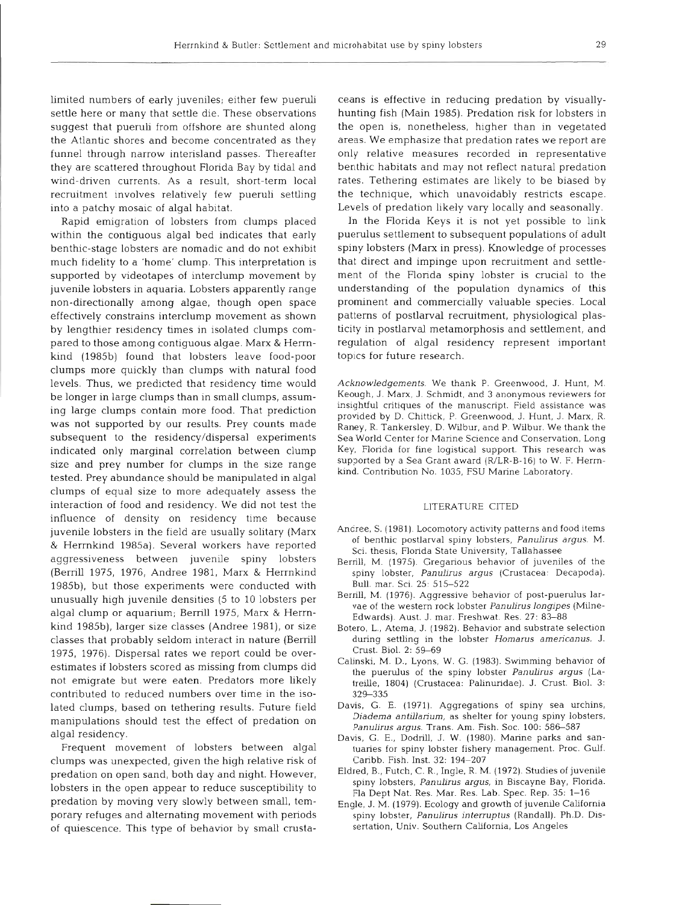limited numbers of early juveniles; either few pueruli settle here or many that settle die. These observations suggest that pueruli from offshore are shunted along the Atlantic shores and become concentrated as they funnel through narrow interisland passes. Thereafter they are scattered throughout Florida Bay by tidal and wind-driven currents. As a result, short-term local recruitment involves relatively few pueruli settling into a patchy mosaic of algal habitat.

Rapid emigration of lobsters from clumps placed within the contiguous algal bed indicates that early benthic-stage lobsters are nomadic and do not exhibit much fidelity to a 'home' clump. This interpretation is supported by videotapes of interclump movement by juvenile lobsters in aquaria. Lobsters apparently range non-directionally among algae, though open space effectively constrains interclump movement as shown by lengthier residency times in isolated clumps compared to those among contiguous algae. Marx & Herrnkind (1985b) found that lobsters leave food-poor clumps more quickly than clumps with natural food levels. Thus, we predicted that residency time would be longer in large clumps than in small clumps, assuming large clumps contain more food. That prediction was not supported by our results. Prey counts made subsequent to the residency/dispersal experiments indicated only marginal correlation between clump size and prey number for clumps in the size range tested. Prey abundance should be manipulated in algal clumps of equal size to more adequately assess the interaction of food and residency. We did not test the influence of density on residency time because juvenile lobsters in the field are usually solitary (Marx & Herrnkind 1985a). Several workers have reported aggressiveness between juvenile spiny lobsters (Berrill 1975, 1976, Andree 1981, Marx & Herrnkind 1985b), but those experiments were conducted with unusually high juvenile densities (5 to 10 lobsters per algal clump or aquarium; Berrill 1975, Marx & Herrnkind 1985b), larger size classes (Andree 1981), or size classes that probably seldom interact in nature (Berrill 1975, 1976). Dispersal rates we report could be overestimates if lobsters scored as missing from clumps did not emigrate but were eaten. Predators more likely contributed to reduced numbers over time in the isolated clumps, based on tethering results. Future field manipulations should test the effect of predation on algal residency.

Frequent movement of lobsters between algal clumps was unexpected, given the high relative risk of predation on open sand, both day and night. However, lobsters in the open appear to reduce susceptibility to predation by moving very slowly between small, temporary refuges and alternating movement with periods of quiescence. This type of behavior by small crustaceans is effective in reducing predation by visually-hunting fish (Main 1985). Predation risk for lobsters in the open is, nonetheless, higher than in vegetated areas. We emphasize that predation rates we report are only relative measures recorded in representative benthic habitats and may not reflect natural predation rates. Tethering estimates are likely to be biased by the technique, which unavoidably restricts escape. Levels of predation likely vary locally and seasonally.

In the Florida Keys it is not yet possible to link puerulus settlement to subsequent populations of adult spiny lobsters (Marx in press). Knowledge of processes that direct and impinge upon recruitment and settlement of the Florida spiny lobster is crucial to the understanding of the population dynamics of this prominent and commercially valuable species. Local patterns of postlarval recruitment, physiological plasticity in postlarval metamorphosis and settlement, and regulation of algal residency represent important topics for future research.

*Acknowledgements.* We thank P. Greenwood, J. Hunt, M. Keough, J. Marx, J. Schmidt, and 3 anonymous reviewers for insightful critiques of the manuscript. Field assistance was provided by D. Chittick, P. Greenwood, J. Hunt, J. Marx, R. Raney, R. Tankersley, D. Wilbur, and P. Wilbur. We thank the Sea World Center for Marine Science and Conservation, Long Key, Florida for fine logistical support. This research was supported by a Sea Grant award (R/LR-B-16) to W. F. Herrnkind. Contribution No. 1035, FSU Marine Laboratory.

## LITERATURE CITED

Andree, S. (1981). Locomotory activity patterns and food items of benthic postlarval spiny lobsters, *Panulirus argus*. M. Sci. thesis, Florida State University, Tallahassee

Berrill, M. (1975). Gregarious behavior of juveniles of the spiny lobster, *Panulirus argus* (Crustacea: Decapoda). Bull. mar. Sci. 25: 515–522

Berrill, M. (1976). Aggressive behavior of post-puerulus larvae of the western rock lobster *Panulirus longipes* (Milne-Edwards). Aust. J. mar. Freshwat. Res. 27: 83–88

Botero, L., Atema, J. (1982). Behavior and substrate selection during settling in the lobster *Homarus americanus*. J. Crust. Biol. 2: 59–69

Calinski, M. D., Lyons, W. G. (1983). Swimming behavior of the puerulus of the spiny lobster *Panulirus argus* (Latreille, 1804) (Crustacea: Palinuridae). J. Crust. Biol. 3: 329–335

Davis, G. E. (1971). Aggregations of spiny sea urchins, *Diadema antillarium*, as shelter for young spiny lobsters, *Panulirus argus*. Trans. Am. Fish. Soc. 100: 586–587

Davis, G. E., Dodrill, J. W. (1980). Marine parks and sanctuaries for spiny lobster fishery management. Proc. Gulf. Caribb. Fish. Inst. 32: 194–207

Eldred, B., Futch, C. R., Ingle, R. M. (1972). Studies of juvenile spiny lobsters, *Panulirus argus*, in Biscayne Bay, Florida. Fla Dept Nat. Res. Mar. Res. Lab. Spec. Rep. 35: 1–16

Engle, J. M. (1979). Ecology and growth of juvenile California spiny lobster, *Panulirus interruptus* (Randall). Ph.D. Dissertation, Univ. Southern California, Los Angeles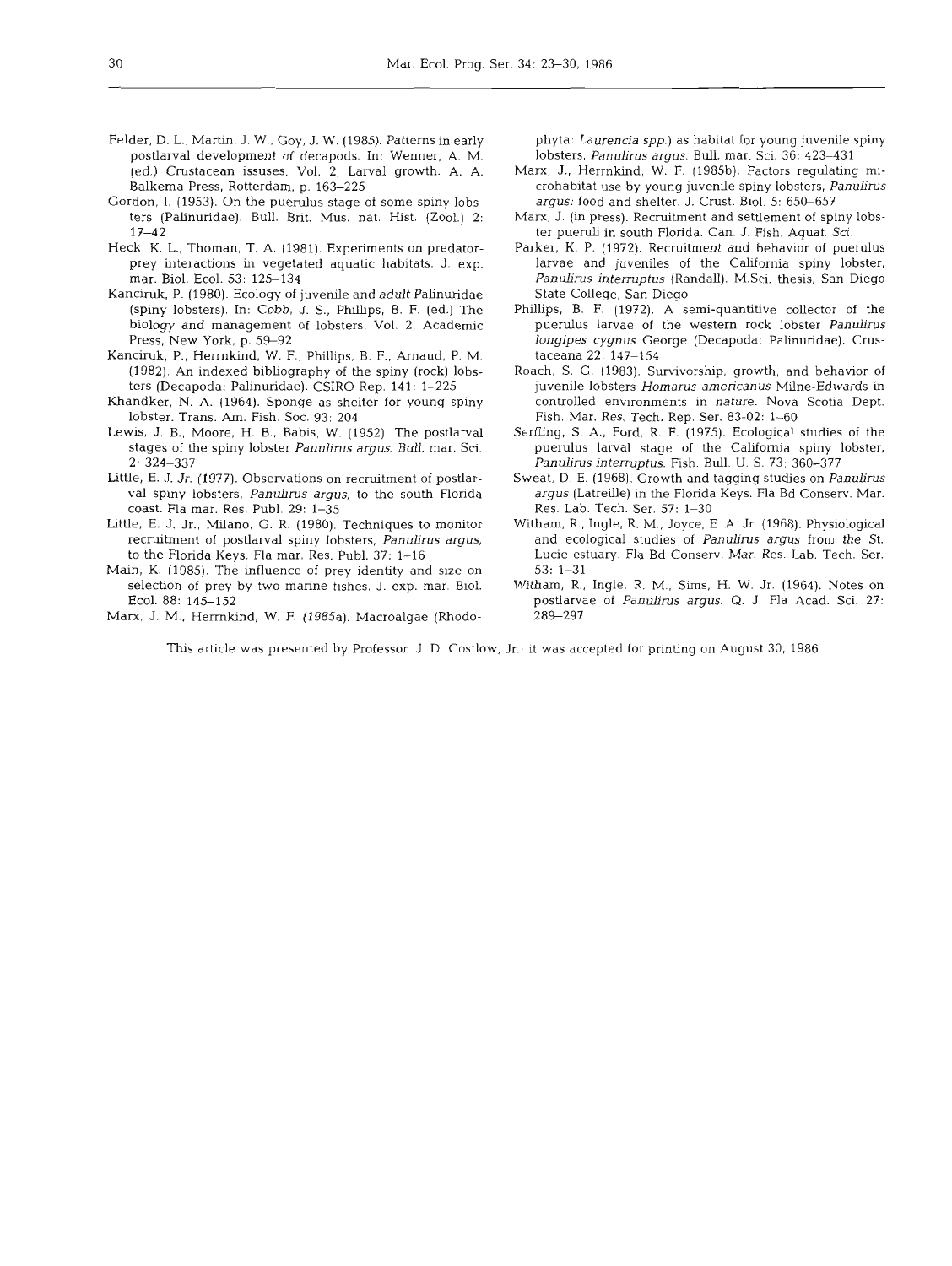Felder, D. L., Martin, J. W., Goy, J. W. (1985). Patterns in early postlarval development of decapods. In: Wenner, A. M. (ed.) Crustacean issuses. Vol. 2, Larval growth. A. A. Balkema Press, Rotterdam, p. 163–225

Gordon, I. (1953). On the puerulus stage of some spiny lobsters (Palinuridae). Bull. Brit. Mus. nat. Hist. (Zool.) 2: 17–42

Heck, K. L., Thoman, T. A. (1981). Experiments on predator-prey interactions in vegetated aquatic habitats. J. exp. mar. Biol. Ecol. 53: 125–134

Kanciruk, P. (1980). Ecology of juvenile and adult Palinuridae (spiny lobsters). In: Cobb, J. S., Phillips, B. F. (ed.) The biology and management of lobsters, Vol. 2. Academic Press, New York, p. 59–92

Kanciruk, P., Herrnkind, W. F., Phillips, B. F., Arnaud, P. M. (1982). An indexed bibliography of the spiny (rock) lobsters (Decapoda: Palinuridae). CSIRO Rep. 141: 1–225

Khandker, N. A. (1964). Sponge as shelter for young spiny lobster. Trans. Am. Fish. Soc. 93: 204

Lewis, J. B., Moore, H. B., Babis, W. (1952). The postlarval stages of the spiny lobster *Panulirus argus*. Bull. mar. Sci. 2: 324–337

Little, E. J. Jr. (1977). Observations on recruitment of postlarval spiny lobsters, *Panulirus argus*, to the south Florida coast. Fla mar. Res. Publ. 29: 1–35

Little, E. J. Jr., Milano, G. R. (1980). Techniques to monitor recruitment of postlarval spiny lobsters, *Panulirus argus*, to the Florida Keys. Fla mar. Res. Publ. 37: 1–16

Main, K. (1985). The influence of prey identity and size on selection of prey by two marine fishes. J. exp. mar. Biol. Ecol. 88: 145–152

Marx, J. M., Herrnkind, W. F. (1985a). Macroalgae (Rhodophyta: *Laurencia spp.*) as habitat for young juvenile spiny lobsters, *Panulirus argus*. Bull. mar. Sci. 36: 423–431

Marx, J., Herrnkind, W. F. (1985b). Factors regulating microhabitat use by young juvenile spiny lobsters, *Panulirus argus*: food and shelter. J. Crust. Biol. 5: 650–657

Marx, J. (in press). Recruitment and settlement of spiny lobster pueruli in south Florida. Can. J. Fish. Aquat. Sci.

Parker, K. P. (1972). Recruitment and behavior of puerulus larvae and juveniles of the California spiny lobster, *Panulirus interruptus* (Randall). M.Sci. thesis, San Diego State College, San Diego

Phillips, B. F. (1972). A semi-quantitive collector of the puerulus larvae of the western rock lobster *Panulirus longipes cygnus* George (Decapoda: Palinuridae). Crustaceana 22: 147–154

Roach, S. G. (1983). Survivorship, growth, and behavior of juvenile lobsters *Homarus americanus* Milne-Edwards in controlled environments in nature. Nova Scotia Dept. Fish. Mar. Res. Tech. Rep. Ser. 83-02: 1–60

Serfling, S. A., Ford, R. F. (1975). Ecological studies of the puerulus larval stage of the California spiny lobster, *Panulirus interruptus*. Fish. Bull. U. S. 73: 360–377

Sweat, D. E. (1968). Growth and tagging studies on *Panulirus argus* (Latreille) in the Florida Keys. Fla Bd Conserv. Mar. Res. Lab. Tech. Ser. 57: 1–30

Witham, R., Ingle, R. M., Joyce, E. A. Jr. (1968). Physiological and ecological studies of *Panulirus argus* from the St. Lucie estuary. Fla Bd Conserv. Mar. Res. Lab. Tech. Ser. 53: 1–31

Witham, R., Ingle, R. M., Sims, H. W. Jr. (1964). Notes on postlarvae of *Panulirus argus*. Q. J. Fla Acad. Sci. 27: 289–297

This article was presented by Professor J. D. Costlow, Jr.; it was accepted for printing on August 30, 1986